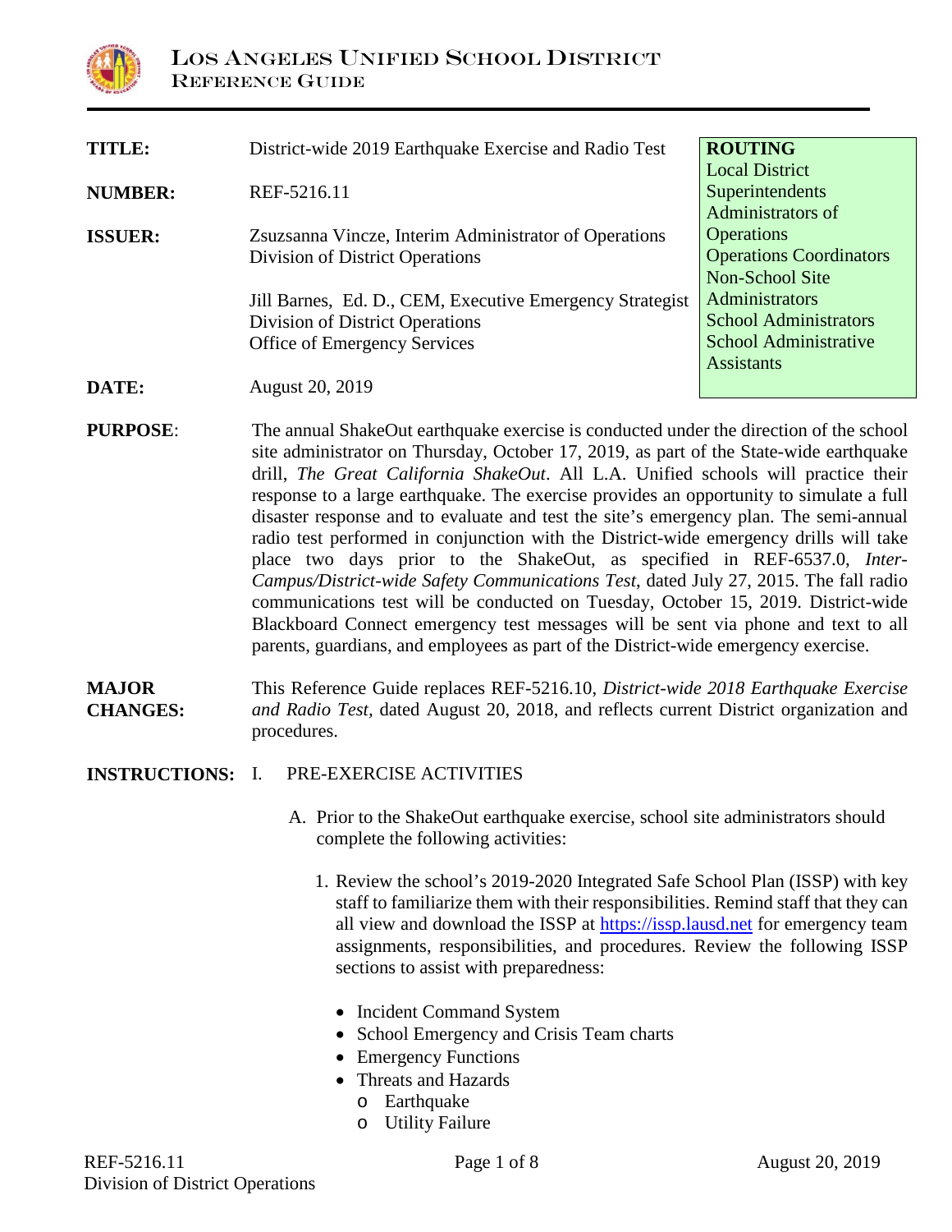# LOS ANGELES UNIFIED SCHOOL DISTRICT
## REFERENCE GUIDE

| | | |
|---|---|---|
| **TITLE:** | District-wide 2019 Earthquake Exercise and Radio Test | **ROUTING** |
| **NUMBER:** | REF-5216.11 | Local District Superintendents<br>Administrators of Operations<br>Operations Coordinators<br>Non-School Site Administrators<br>School Administrators<br>School Administrative Assistants |
| **ISSUER:** | Zsuzsanna Vincze, Interim Administrator of Operations<br>Division of District Operations<br><br>Jill Barnes, Ed. D., CEM, Executive Emergency Strategist<br>Division of District Operations<br>Office of Emergency Services | |
| **DATE:** | August 20, 2019 | |

**PURPOSE**: The annual ShakeOut earthquake exercise is conducted under the direction of the school site administrator on Thursday, October 17, 2019, as part of the State-wide earthquake drill, *The Great California ShakeOut*. All L.A. Unified schools will practice their response to a large earthquake. The exercise provides an opportunity to simulate a full disaster response and to evaluate and test the site's emergency plan. The semi-annual radio test performed in conjunction with the District-wide emergency drills will take place two days prior to the ShakeOut, as specified in REF-6537.0, *Inter-Campus/District-wide Safety Communications Test*, dated July 27, 2015. The fall radio communications test will be conducted on Tuesday, October 15, 2019. District-wide Blackboard Connect emergency test messages will be sent via phone and text to all parents, guardians, and employees as part of the District-wide emergency exercise.

**MAJOR CHANGES:** This Reference Guide replaces REF-5216.10, *District-wide 2018 Earthquake Exercise and Radio Test*, dated August 20, 2018, and reflects current District organization and procedures.

**INSTRUCTIONS:** I. PRE-EXERCISE ACTIVITIES

A. Prior to the ShakeOut earthquake exercise, school site administrators should complete the following activities:

1. Review the school's 2019-2020 Integrated Safe School Plan (ISSP) with key staff to familiarize them with their responsibilities. Remind staff that they can all view and download the ISSP at https://issp.lausd.net for emergency team assignments, responsibilities, and procedures. Review the following ISSP sections to assist with preparedness:

   - Incident Command System
   - School Emergency and Crisis Team charts
   - Emergency Functions
   - Threats and Hazards
     - Earthquake
     - Utility Failure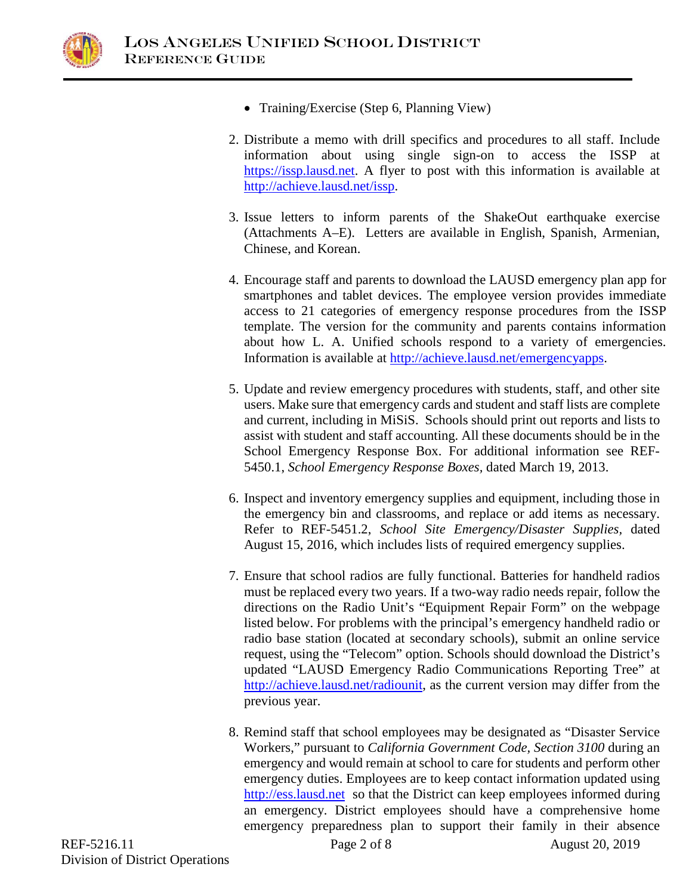- Training/Exercise (Step 6, Planning View)

2. Distribute a memo with drill specifics and procedures to all staff. Include information about using single sign-on to access the ISSP at https://issp.lausd.net. A flyer to post with this information is available at http://achieve.lausd.net/issp.

3. Issue letters to inform parents of the ShakeOut earthquake exercise (Attachments A–E). Letters are available in English, Spanish, Armenian, Chinese, and Korean.

4. Encourage staff and parents to download the LAUSD emergency plan app for smartphones and tablet devices. The employee version provides immediate access to 21 categories of emergency response procedures from the ISSP template. The version for the community and parents contains information about how L. A. Unified schools respond to a variety of emergencies. Information is available at http://achieve.lausd.net/emergencyapps.

5. Update and review emergency procedures with students, staff, and other site users. Make sure that emergency cards and student and staff lists are complete and current, including in MiSiS. Schools should print out reports and lists to assist with student and staff accounting. All these documents should be in the School Emergency Response Box. For additional information see REF-5450.1, *School Emergency Response Boxes*, dated March 19, 2013.

6. Inspect and inventory emergency supplies and equipment, including those in the emergency bin and classrooms, and replace or add items as necessary. Refer to REF-5451.2, *School Site Emergency/Disaster Supplies*, dated August 15, 2016, which includes lists of required emergency supplies.

7. Ensure that school radios are fully functional. Batteries for handheld radios must be replaced every two years. If a two-way radio needs repair, follow the directions on the Radio Unit's "Equipment Repair Form" on the webpage listed below. For problems with the principal's emergency handheld radio or radio base station (located at secondary schools), submit an online service request, using the "Telecom" option. Schools should download the District's updated "LAUSD Emergency Radio Communications Reporting Tree" at http://achieve.lausd.net/radiounit, as the current version may differ from the previous year.

8. Remind staff that school employees may be designated as "Disaster Service Workers," pursuant to *California Government Code, Section 3100* during an emergency and would remain at school to care for students and perform other emergency duties. Employees are to keep contact information updated using http://ess.lausd.net so that the District can keep employees informed during an emergency. District employees should have a comprehensive home emergency preparedness plan to support their family in their absence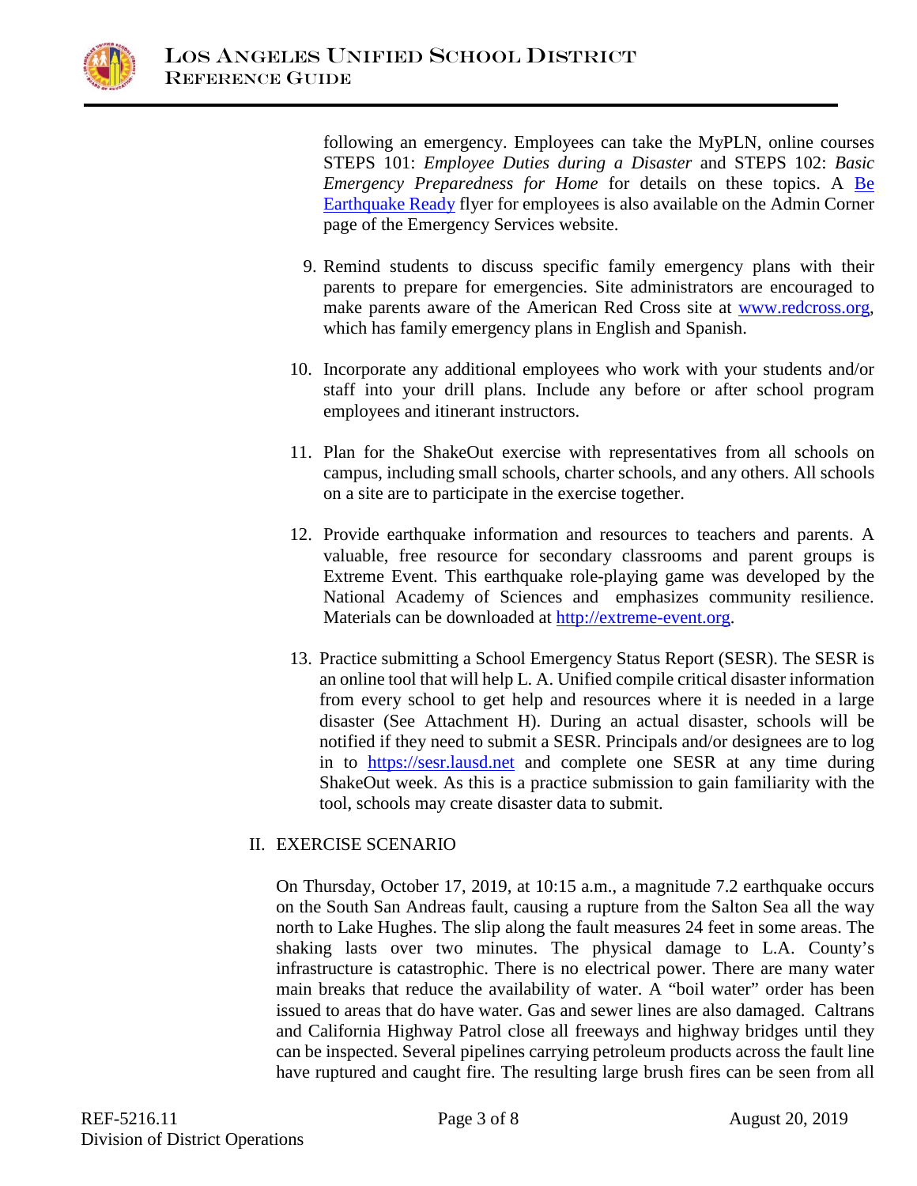following an emergency. Employees can take the MyPLN, online courses STEPS 101: *Employee Duties during a Disaster* and STEPS 102: *Basic Emergency Preparedness for Home* for details on these topics. A [Be Earthquake Ready]() flyer for employees is also available on the Admin Corner page of the Emergency Services website.

9. Remind students to discuss specific family emergency plans with their parents to prepare for emergencies. Site administrators are encouraged to make parents aware of the American Red Cross site at [www.redcross.org](http://www.redcross.org), which has family emergency plans in English and Spanish.

10. Incorporate any additional employees who work with your students and/or staff into your drill plans. Include any before or after school program employees and itinerant instructors.

11. Plan for the ShakeOut exercise with representatives from all schools on campus, including small schools, charter schools, and any others. All schools on a site are to participate in the exercise together.

12. Provide earthquake information and resources to teachers and parents. A valuable, free resource for secondary classrooms and parent groups is Extreme Event. This earthquake role-playing game was developed by the National Academy of Sciences and emphasizes community resilience. Materials can be downloaded at [http://extreme-event.org](http://extreme-event.org).

13. Practice submitting a School Emergency Status Report (SESR). The SESR is an online tool that will help L. A. Unified compile critical disaster information from every school to get help and resources where it is needed in a large disaster (See Attachment H). During an actual disaster, schools will be notified if they need to submit a SESR. Principals and/or designees are to log in to [https://sesr.lausd.net](https://sesr.lausd.net) and complete one SESR at any time during ShakeOut week. As this is a practice submission to gain familiarity with the tool, schools may create disaster data to submit.

## II. EXERCISE SCENARIO

On Thursday, October 17, 2019, at 10:15 a.m., a magnitude 7.2 earthquake occurs on the South San Andreas fault, causing a rupture from the Salton Sea all the way north to Lake Hughes. The slip along the fault measures 24 feet in some areas. The shaking lasts over two minutes. The physical damage to L.A. County's infrastructure is catastrophic. There is no electrical power. There are many water main breaks that reduce the availability of water. A "boil water" order has been issued to areas that do have water. Gas and sewer lines are also damaged. Caltrans and California Highway Patrol close all freeways and highway bridges until they can be inspected. Several pipelines carrying petroleum products across the fault line have ruptured and caught fire. The resulting large brush fires can be seen from all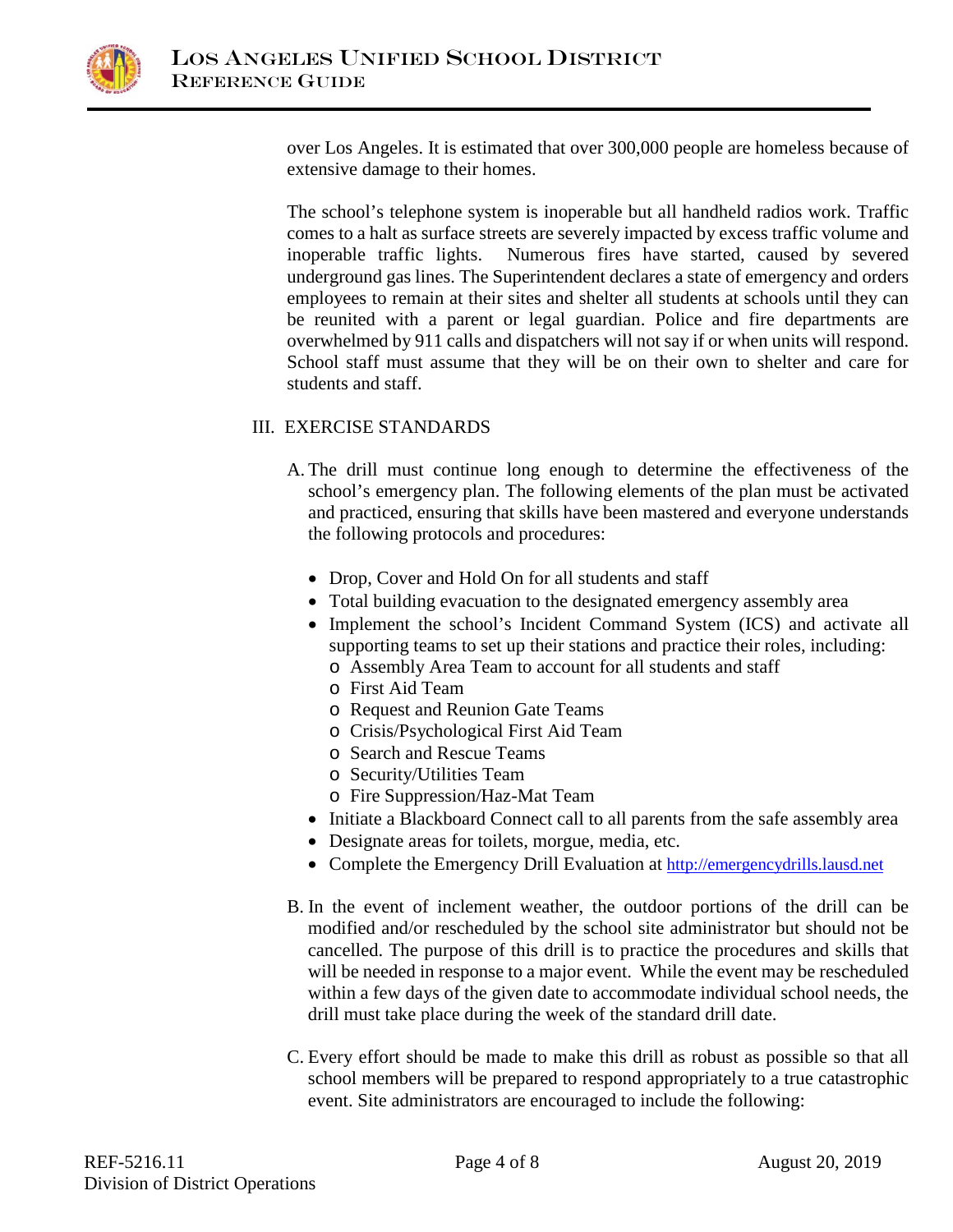over Los Angeles. It is estimated that over 300,000 people are homeless because of extensive damage to their homes.

The school's telephone system is inoperable but all handheld radios work. Traffic comes to a halt as surface streets are severely impacted by excess traffic volume and inoperable traffic lights. Numerous fires have started, caused by severed underground gas lines. The Superintendent declares a state of emergency and orders employees to remain at their sites and shelter all students at schools until they can be reunited with a parent or legal guardian. Police and fire departments are overwhelmed by 911 calls and dispatchers will not say if or when units will respond. School staff must assume that they will be on their own to shelter and care for students and staff.

## III. EXERCISE STANDARDS

A. The drill must continue long enough to determine the effectiveness of the school's emergency plan. The following elements of the plan must be activated and practiced, ensuring that skills have been mastered and everyone understands the following protocols and procedures:

- Drop, Cover and Hold On for all students and staff
- Total building evacuation to the designated emergency assembly area
- Implement the school's Incident Command System (ICS) and activate all supporting teams to set up their stations and practice their roles, including:
  - Assembly Area Team to account for all students and staff
  - First Aid Team
  - Request and Reunion Gate Teams
  - Crisis/Psychological First Aid Team
  - Search and Rescue Teams
  - Security/Utilities Team
  - Fire Suppression/Haz-Mat Team
- Initiate a Blackboard Connect call to all parents from the safe assembly area
- Designate areas for toilets, morgue, media, etc.
- Complete the Emergency Drill Evaluation at http://emergencydrills.lausd.net

B. In the event of inclement weather, the outdoor portions of the drill can be modified and/or rescheduled by the school site administrator but should not be cancelled. The purpose of this drill is to practice the procedures and skills that will be needed in response to a major event. While the event may be rescheduled within a few days of the given date to accommodate individual school needs, the drill must take place during the week of the standard drill date.

C. Every effort should be made to make this drill as robust as possible so that all school members will be prepared to respond appropriately to a true catastrophic event. Site administrators are encouraged to include the following: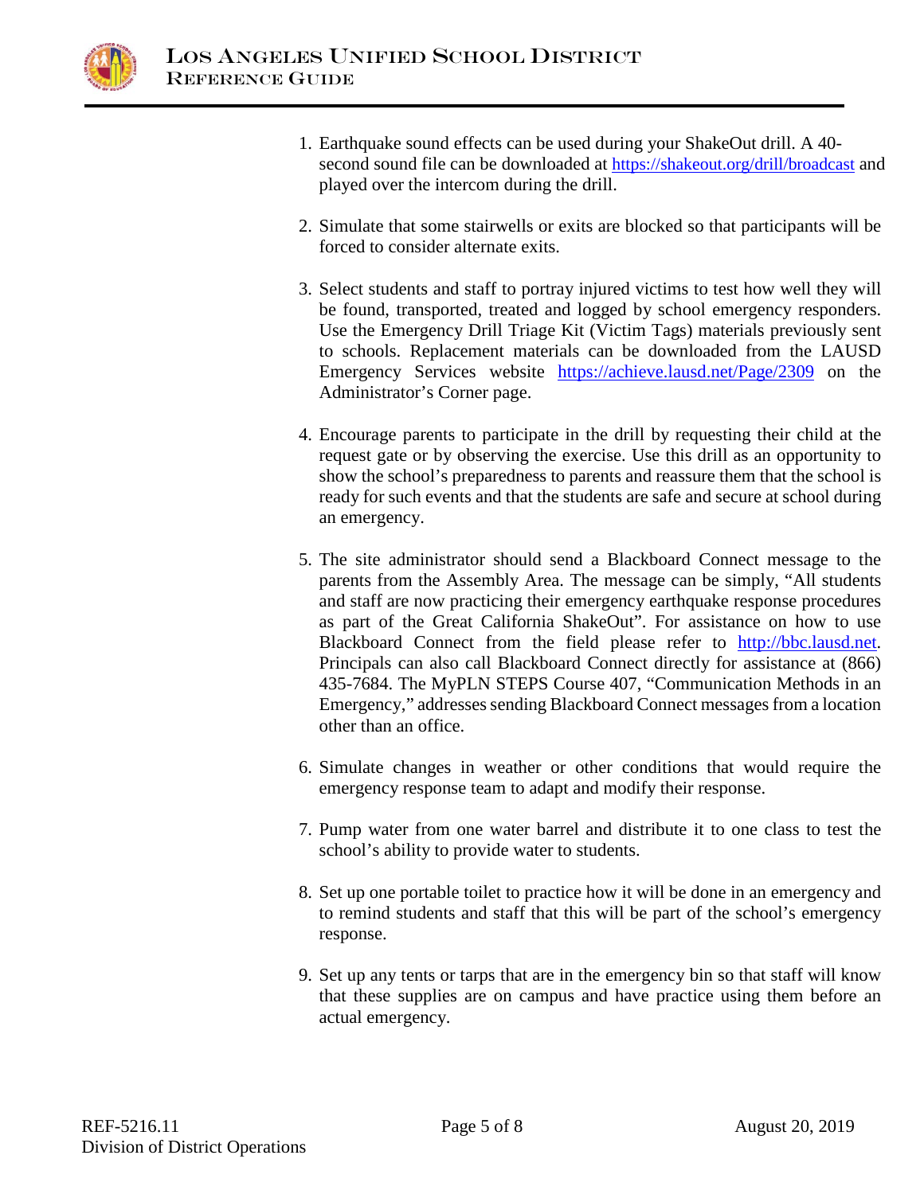1. Earthquake sound effects can be used during your ShakeOut drill. A 40-second sound file can be downloaded at https://shakeout.org/drill/broadcast and played over the intercom during the drill.

2. Simulate that some stairwells or exits are blocked so that participants will be forced to consider alternate exits.

3. Select students and staff to portray injured victims to test how well they will be found, transported, treated and logged by school emergency responders. Use the Emergency Drill Triage Kit (Victim Tags) materials previously sent to schools. Replacement materials can be downloaded from the LAUSD Emergency Services website https://achieve.lausd.net/Page/2309 on the Administrator's Corner page.

4. Encourage parents to participate in the drill by requesting their child at the request gate or by observing the exercise. Use this drill as an opportunity to show the school's preparedness to parents and reassure them that the school is ready for such events and that the students are safe and secure at school during an emergency.

5. The site administrator should send a Blackboard Connect message to the parents from the Assembly Area. The message can be simply, "All students and staff are now practicing their emergency earthquake response procedures as part of the Great California ShakeOut". For assistance on how to use Blackboard Connect from the field please refer to http://bbc.lausd.net. Principals can also call Blackboard Connect directly for assistance at (866) 435-7684. The MyPLN STEPS Course 407, "Communication Methods in an Emergency," addresses sending Blackboard Connect messages from a location other than an office.

6. Simulate changes in weather or other conditions that would require the emergency response team to adapt and modify their response.

7. Pump water from one water barrel and distribute it to one class to test the school's ability to provide water to students.

8. Set up one portable toilet to practice how it will be done in an emergency and to remind students and staff that this will be part of the school's emergency response.

9. Set up any tents or tarps that are in the emergency bin so that staff will know that these supplies are on campus and have practice using them before an actual emergency.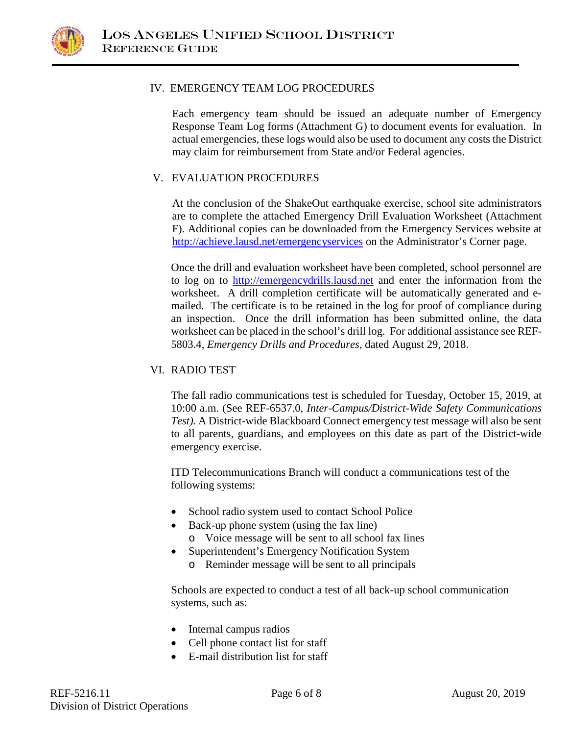## IV. EMERGENCY TEAM LOG PROCEDURES

Each emergency team should be issued an adequate number of Emergency Response Team Log forms (Attachment G) to document events for evaluation. In actual emergencies, these logs would also be used to document any costs the District may claim for reimbursement from State and/or Federal agencies.

## V. EVALUATION PROCEDURES

At the conclusion of the ShakeOut earthquake exercise, school site administrators are to complete the attached Emergency Drill Evaluation Worksheet (Attachment F). Additional copies can be downloaded from the Emergency Services website at [http://achieve.lausd.net/emergencyservices](http://achieve.lausd.net/emergencyservices) on the Administrator's Corner page.

Once the drill and evaluation worksheet have been completed, school personnel are to log on to [http://emergencydrills.lausd.net](http://emergencydrills.lausd.net) and enter the information from the worksheet. A drill completion certificate will be automatically generated and e-mailed. The certificate is to be retained in the log for proof of compliance during an inspection. Once the drill information has been submitted online, the data worksheet can be placed in the school's drill log. For additional assistance see REF-5803.4, *Emergency Drills and Procedures*, dated August 29, 2018.

## VI. RADIO TEST

The fall radio communications test is scheduled for Tuesday, October 15, 2019, at 10:00 a.m. (See REF-6537.0, *Inter-Campus/District-Wide Safety Communications Test).* A District-wide Blackboard Connect emergency test message will also be sent to all parents, guardians, and employees on this date as part of the District-wide emergency exercise.

ITD Telecommunications Branch will conduct a communications test of the following systems:

- School radio system used to contact School Police
- Back-up phone system (using the fax line)
  - Voice message will be sent to all school fax lines
- Superintendent's Emergency Notification System
  - Reminder message will be sent to all principals

Schools are expected to conduct a test of all back-up school communication systems, such as:

- Internal campus radios
- Cell phone contact list for staff
- E-mail distribution list for staff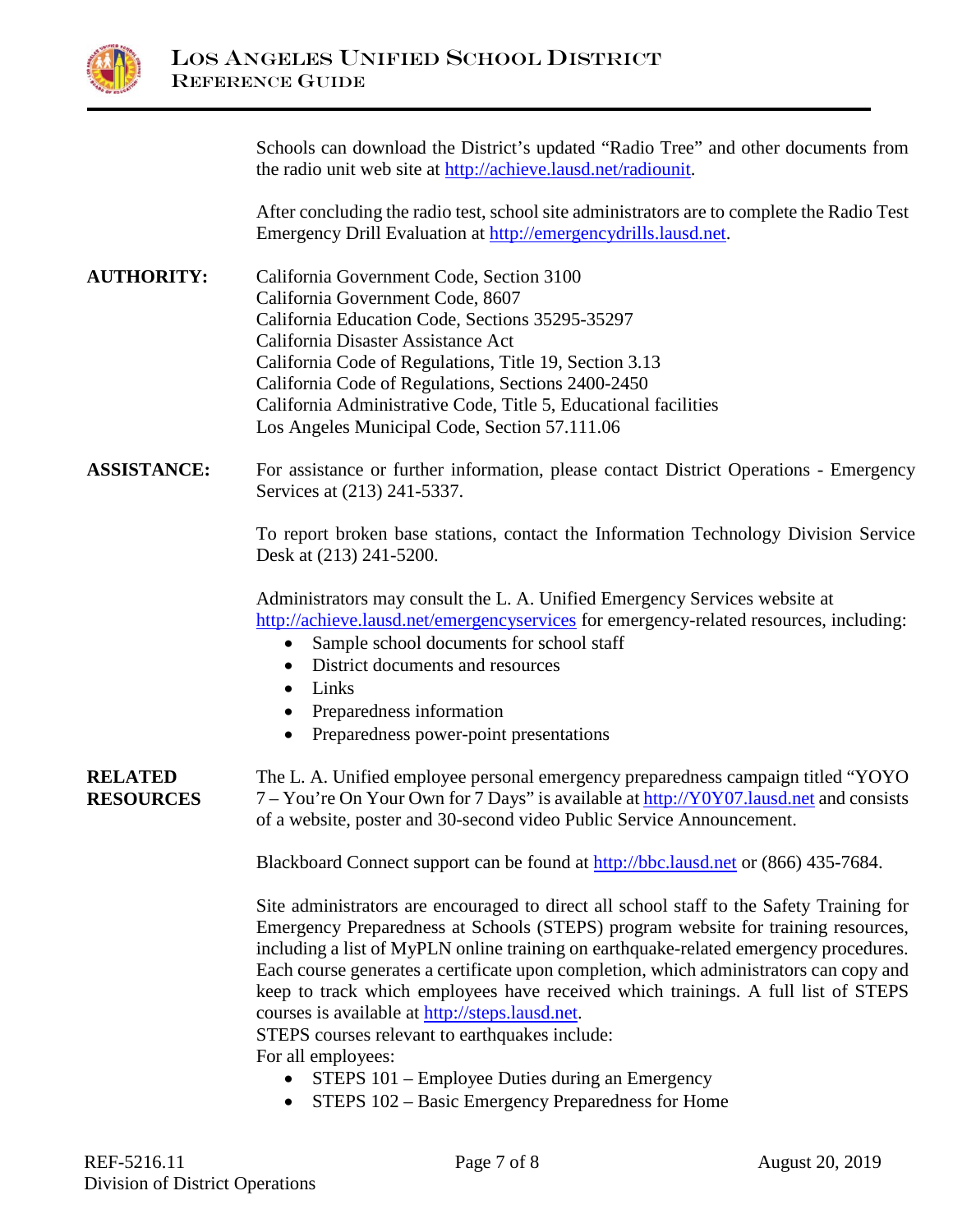Schools can download the District's updated "Radio Tree" and other documents from the radio unit web site at http://achieve.lausd.net/radiounit.

After concluding the radio test, school site administrators are to complete the Radio Test Emergency Drill Evaluation at http://emergencydrills.lausd.net.

**AUTHORITY:**

California Government Code, Section 3100
California Government Code, 8607
California Education Code, Sections 35295-35297
California Disaster Assistance Act
California Code of Regulations, Title 19, Section 3.13
California Code of Regulations, Sections 2400-2450
California Administrative Code, Title 5, Educational facilities
Los Angeles Municipal Code, Section 57.111.06

**ASSISTANCE:**

For assistance or further information, please contact District Operations - Emergency Services at (213) 241-5337.

To report broken base stations, contact the Information Technology Division Service Desk at (213) 241-5200.

Administrators may consult the L. A. Unified Emergency Services website at http://achieve.lausd.net/emergencyservices for emergency-related resources, including:

- Sample school documents for school staff
- District documents and resources
- Links
- Preparedness information
- Preparedness power-point presentations

**RELATED RESOURCES**

The L. A. Unified employee personal emergency preparedness campaign titled "YOYO 7 – You're On Your Own for 7 Days" is available at http://Y0Y07.lausd.net and consists of a website, poster and 30-second video Public Service Announcement.

Blackboard Connect support can be found at http://bbc.lausd.net or (866) 435-7684.

Site administrators are encouraged to direct all school staff to the Safety Training for Emergency Preparedness at Schools (STEPS) program website for training resources, including a list of MyPLN online training on earthquake-related emergency procedures. Each course generates a certificate upon completion, which administrators can copy and keep to track which employees have received which trainings. A full list of STEPS courses is available at http://steps.lausd.net.
STEPS courses relevant to earthquakes include:
For all employees:

- STEPS 101 – Employee Duties during an Emergency
- STEPS 102 – Basic Emergency Preparedness for Home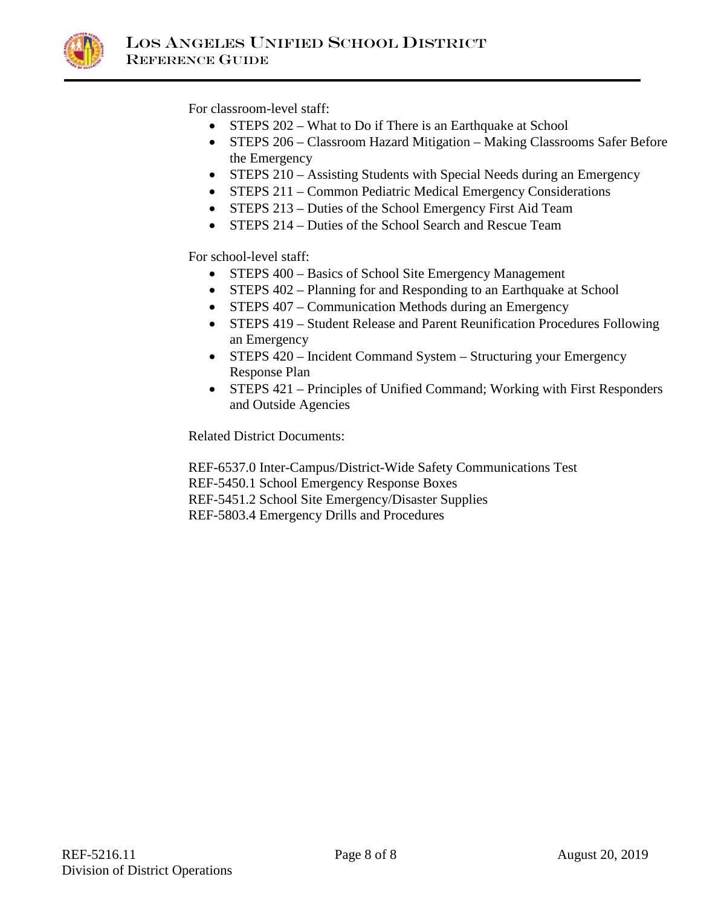For classroom-level staff:

- STEPS 202 – What to Do if There is an Earthquake at School
- STEPS 206 – Classroom Hazard Mitigation – Making Classrooms Safer Before the Emergency
- STEPS 210 – Assisting Students with Special Needs during an Emergency
- STEPS 211 – Common Pediatric Medical Emergency Considerations
- STEPS 213 – Duties of the School Emergency First Aid Team
- STEPS 214 – Duties of the School Search and Rescue Team

For school-level staff:

- STEPS 400 – Basics of School Site Emergency Management
- STEPS 402 – Planning for and Responding to an Earthquake at School
- STEPS 407 – Communication Methods during an Emergency
- STEPS 419 – Student Release and Parent Reunification Procedures Following an Emergency
- STEPS 420 – Incident Command System – Structuring your Emergency Response Plan
- STEPS 421 – Principles of Unified Command; Working with First Responders and Outside Agencies

Related District Documents:

REF-6537.0 Inter-Campus/District-Wide Safety Communications Test
REF-5450.1 School Emergency Response Boxes
REF-5451.2 School Site Emergency/Disaster Supplies
REF-5803.4 Emergency Drills and Procedures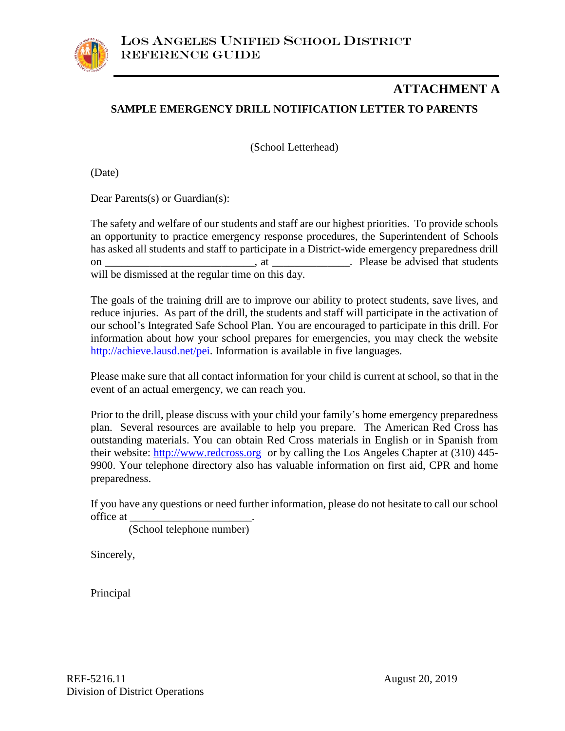## ATTACHMENT A

### SAMPLE EMERGENCY DRILL NOTIFICATION LETTER TO PARENTS

(School Letterhead)

(Date)

Dear Parents(s) or Guardian(s):

The safety and welfare of our students and staff are our highest priorities. To provide schools an opportunity to practice emergency response procedures, the Superintendent of Schools has asked all students and staff to participate in a District-wide emergency preparedness drill on ___________________________, at ______________. Please be advised that students will be dismissed at the regular time on this day.

The goals of the training drill are to improve our ability to protect students, save lives, and reduce injuries. As part of the drill, the students and staff will participate in the activation of our school's Integrated Safe School Plan. You are encouraged to participate in this drill. For information about how your school prepares for emergencies, you may check the website http://achieve.lausd.net/pei. Information is available in five languages.

Please make sure that all contact information for your child is current at school, so that in the event of an actual emergency, we can reach you.

Prior to the drill, please discuss with your child your family's home emergency preparedness plan. Several resources are available to help you prepare. The American Red Cross has outstanding materials. You can obtain Red Cross materials in English or in Spanish from their website: http://www.redcross.org or by calling the Los Angeles Chapter at (310) 445-9900. Your telephone directory also has valuable information on first aid, CPR and home preparedness.

If you have any questions or need further information, please do not hesitate to call our school office at ______________________.
(School telephone number)

Sincerely,

Principal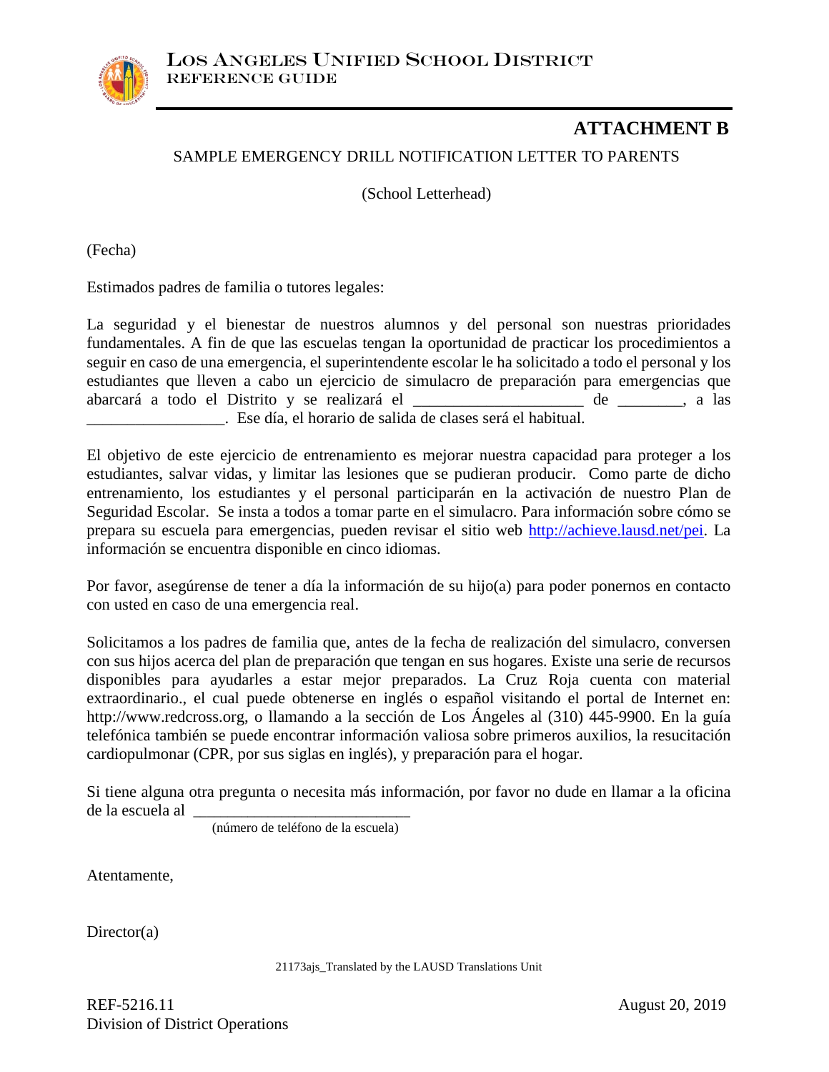## ATTACHMENT B

SAMPLE EMERGENCY DRILL NOTIFICATION LETTER TO PARENTS

(School Letterhead)

(Fecha)

Estimados padres de familia o tutores legales:

La seguridad y el bienestar de nuestros alumnos y del personal son nuestras prioridades fundamentales. A fin de que las escuelas tengan la oportunidad de practicar los procedimientos a seguir en caso de una emergencia, el superintendente escolar le ha solicitado a todo el personal y los estudiantes que lleven a cabo un ejercicio de simulacro de preparación para emergencias que abarcará a todo el Distrito y se realizará el _____________________ de ________, a las _________________. Ese día, el horario de salida de clases será el habitual.

El objetivo de este ejercicio de entrenamiento es mejorar nuestra capacidad para proteger a los estudiantes, salvar vidas, y limitar las lesiones que se pudieran producir. Como parte de dicho entrenamiento, los estudiantes y el personal participarán en la activación de nuestro Plan de Seguridad Escolar. Se insta a todos a tomar parte en el simulacro. Para información sobre cómo se prepara su escuela para emergencias, pueden revisar el sitio web http://achieve.lausd.net/pei. La información se encuentra disponible en cinco idiomas.

Por favor, asegúrense de tener a día la información de su hijo(a) para poder ponernos en contacto con usted en caso de una emergencia real.

Solicitamos a los padres de familia que, antes de la fecha de realización del simulacro, conversen con sus hijos acerca del plan de preparación que tengan en sus hogares. Existe una serie de recursos disponibles para ayudarles a estar mejor preparados. La Cruz Roja cuenta con material extraordinario., el cual puede obtenerse en inglés o español visitando el portal de Internet en: http://www.redcross.org, o llamando a la sección de Los Ángeles al (310) 445-9900. En la guía telefónica también se puede encontrar información valiosa sobre primeros auxilios, la resucitación cardiopulmonar (CPR, por sus siglas en inglés), y preparación para el hogar.

Si tiene alguna otra pregunta o necesita más información, por favor no dude en llamar a la oficina de la escuela al ___________________________
(número de teléfono de la escuela)

Atentamente,

Director(a)

21173ajs_Translated by the LAUSD Translations Unit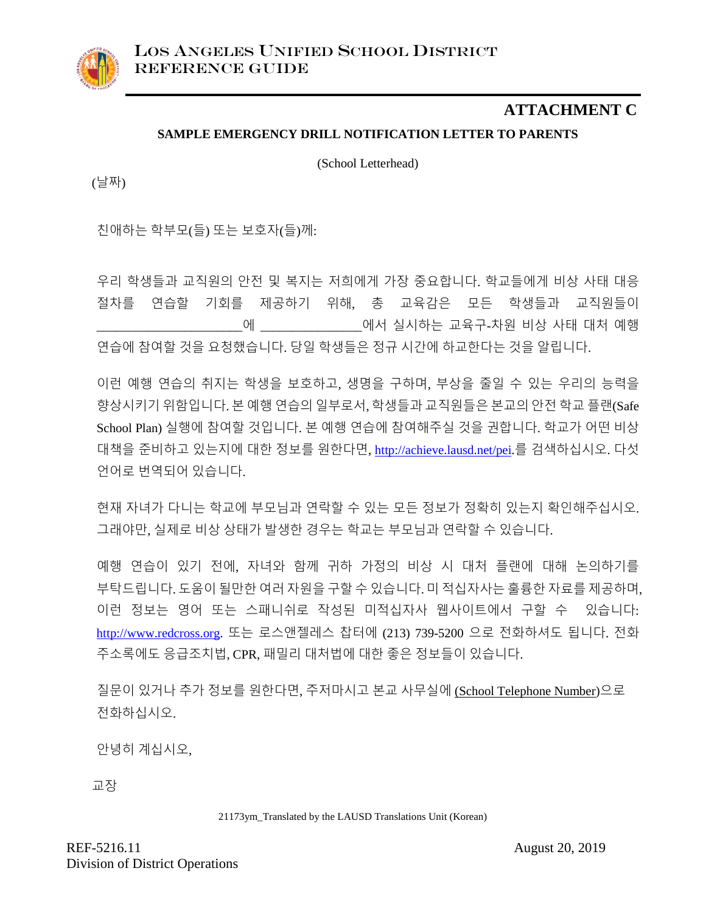# ATTACHMENT C

## SAMPLE EMERGENCY DRILL NOTIFICATION LETTER TO PARENTS

(School Letterhead)

(날짜)

친애하는 학부모(들) 또는 보호자(들)께:

우리 학생들과 교직원의 안전 및 복지는 저희에게 가장 중요합니다. 학교들에게 비상 사태 대응 절차를 연습할 기회를 제공하기 위해, 총 교육감은 모든 학생들과 교직원들이 ____________________에 ______________에서 실시하는 교육구-차원 비상 사태 대처 예행 연습에 참여할 것을 요청했습니다. 당일 학생들은 정규 시간에 하교한다는 것을 알립니다.

이런 예행 연습의 취지는 학생을 보호하고, 생명을 구하며, 부상을 줄일 수 있는 우리의 능력을 향상시키기 위함입니다. 본 예행 연습의 일부로서, 학생들과 교직원들은 본교의 안전 학교 플랜(Safe School Plan) 실행에 참여할 것입니다. 본 예행 연습에 참여해주실 것을 권합니다. 학교가 어떤 비상 대책을 준비하고 있는지에 대한 정보를 원한다면, http://achieve.lausd.net/pei.를 검색하십시오. 다섯 언어로 번역되어 있습니다.

현재 자녀가 다니는 학교에 부모님과 연락할 수 있는 모든 정보가 정확히 있는지 확인해주십시오. 그래야만, 실제로 비상 상태가 발생한 경우는 학교는 부모님과 연락할 수 있습니다.

예행 연습이 있기 전에, 자녀와 함께 귀하 가정의 비상 시 대처 플랜에 대해 논의하기를 부탁드립니다. 도움이 될만한 여러 자원을 구할 수 있습니다. 미 적십자사는 훌륭한 자료를 제공하며, 이런 정보는 영어 또는 스패니쉬로 작성된 미적십자사 웹사이트에서 구할 수 있습니다: http://www.redcross.org. 또는 로스앤젤레스 챕터에 (213) 739-5200 으로 전화하셔도 됩니다. 전화 주소록에도 응급조치법, CPR, 패밀리 대처법에 대한 좋은 정보들이 있습니다.

질문이 있거나 추가 정보를 원한다면, 주저마시고 본교 사무실에 (School Telephone Number)으로 전화하십시오.

안녕히 계십시오,

교장

21173ym_Translated by the LAUSD Translations Unit (Korean)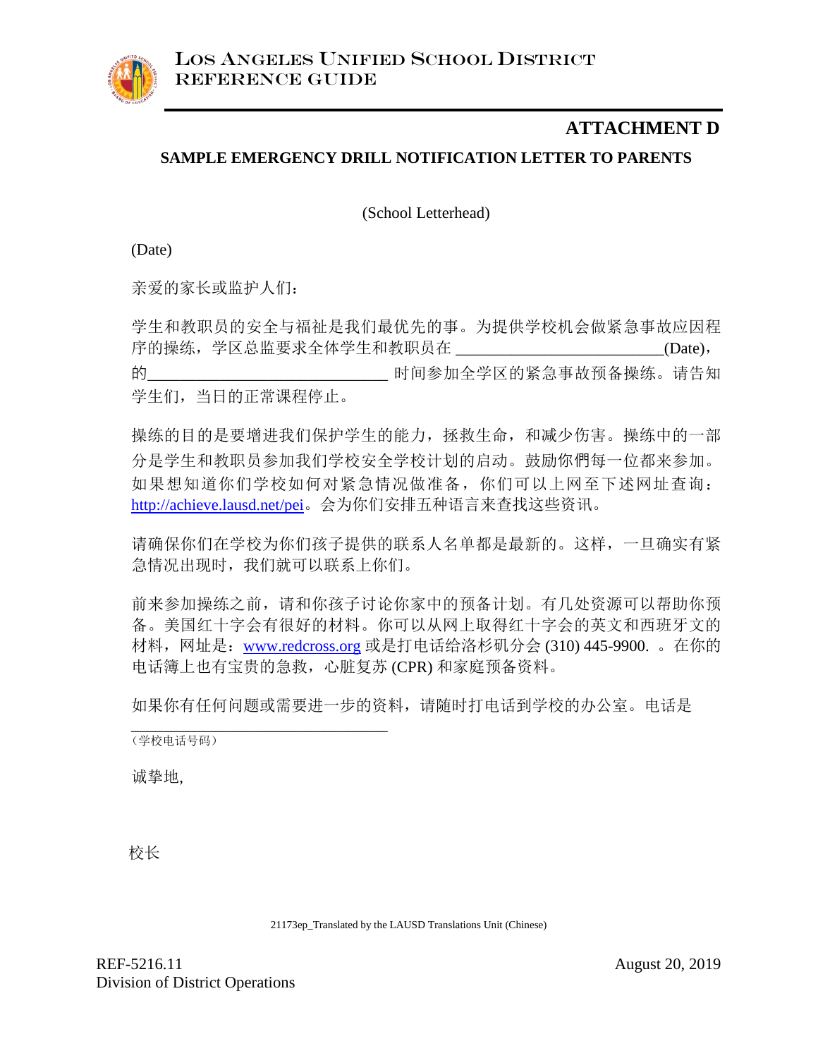# ATTACHMENT D

## SAMPLE EMERGENCY DRILL NOTIFICATION LETTER TO PARENTS

(School Letterhead)

(Date)

亲爱的家长或监护人们：

学生和教职员的安全与福祉是我们最优先的事。为提供学校机会做紧急事故应因程序的操练，学区总监要求全体学生和教职员在 _________________________(Date)，的_____________________________ 时间参加全学区的紧急事故预备操练。请告知学生们，当日的正常课程停止。

操练的目的是要增进我们保护学生的能力，拯救生命，和减少伤害。操练中的一部分是学生和教职员参加我们学校安全学校计划的启动。鼓励你們每一位都来参加。如果想知道你们学校如何对紧急情况做准备，你们可以上网至下述网址查询：http://achieve.lausd.net/pei。会为你们安排五种语言来查找这些资讯。

请确保你们在学校为你们孩子提供的联系人名单都是最新的。这样，一旦确实有紧急情况出现时，我们就可以联系上你们。

前来参加操练之前，请和你孩子讨论你家中的预备计划。有几处资源可以帮助你预备。美国红十字会有很好的材料。你可以从网上取得红十字会的英文和西班牙文的材料，网址是：www.redcross.org 或是打电话给洛杉矶分会 (310) 445-9900. 。在你的电话簿上也有宝贵的急救，心脏复苏 (CPR) 和家庭预备资料。

如果你有任何问题或需要进一步的资料，请随时打电话到学校的办公室。电话是

______________________________
（学校电话号码）

诚挚地,

校长

21173ep_Translated by the LAUSD Translations Unit (Chinese)

REF-5216.11
Division of District Operations

August 20, 2019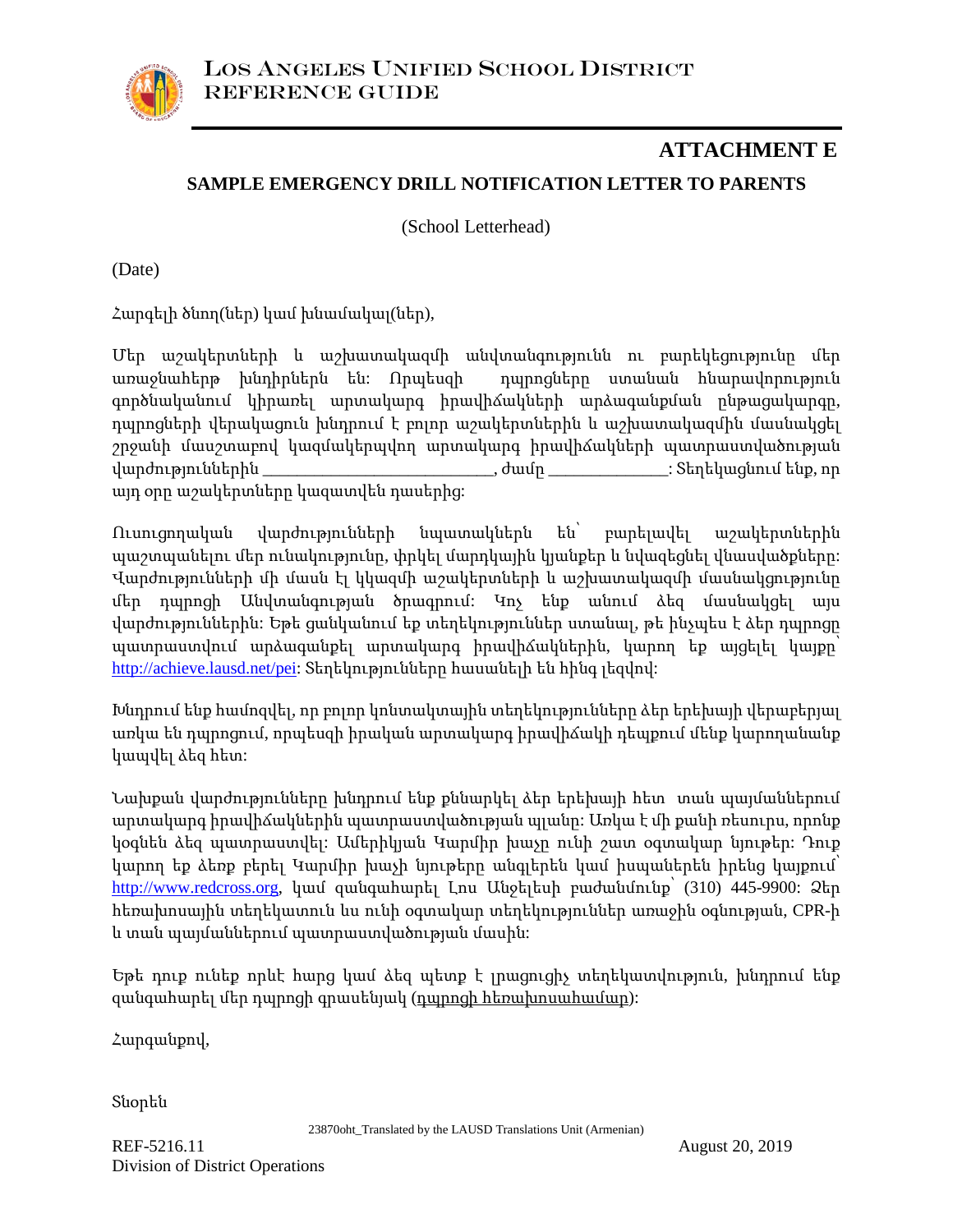# ATTACHMENT E

## SAMPLE EMERGENCY DRILL NOTIFICATION LETTER TO PARENTS

(School Letterhead)

(Date)

Հարգելի ծնող(ներ) կամ խնամակալ(ներ),

Մեր աշակերտների և աշխատակազմի անվտանգությունն ու բարեկեցությունը մեր առաջնահերթ խնդիրներն են: Որպեսզի դպրոցները ստանան հնարավորություն գործնականում կիրառել արտակարգ իրավիճակների արձագանքման ընթացակարգը, դպրոցների վերակացուն խնդրում է բոլոր աշակերտներին և աշխատակազմին մասնակցել շրջանի մասշտաբով կազմակերպվող արտակարգ իրավիճակների պատրաստվածության վարժություններին ____________________________, ժամը _______________: Տեղեկացնում ենք, որ այդ օրը աշակերտները կազատվեն դասերից:

Ուսուցողական վարժությունների նպատակներն են՝ բարելավել աշակերտներին պաշտպանելու մեր ունակությունը, փրկել մարդկային կյանքեր և նվազեցնել վնասվածքները: Վարժությունների մի մասն էլ կկազմի աշակերտների և աշխատակազմի մասնակցությունը մեր դպրոցի Անվտանգության ծրագրում: Կոչ ենք անում ձեզ մասնակցել այս վարժություններին: Եթե ցանկանում եք տեղեկություններ ստանալ, թե ինչպես է ձեր դպրոցը պատրաստվում արձագանքել արտակարգ իրավիճակներին, կարող եք այցելել կայքը՝ http://achieve.lausd.net/pei: Տեղեկությունները հասանելի են հինգ լեզվով:

Խնդրում ենք համոզվել, որ բոլոր կոնտակտային տեղեկությունները ձեր երեխայի վերաբերյալ առկա են դպրոցում, որպեսզի իրական արտակարգ իրավիճակի դեպքում մենք կարողանանք կապվել ձեզ հետ:

Նախքան վարժությունները խնդրում ենք քննարկել ձեր երեխայի հետ տան պայմաններում արտակարգ իրավիճակներին պատրաստվածության պլանը: Առկա է մի քանի ռեսուրս, որոնք կօգնեն ձեզ պատրաստվել: Ամերիկյան Կարմիր խաչը ունի շատ օգտակար նյութեր: Դուք կարող եք ձեռք բերել Կարմիր խաչի նյութերը անգլերեն կամ իսպաներեն իրենց կայքում՝ http://www.redcross.org, կամ զանգահարել Լոս Անջելեսի բաժանմունք՝ (310) 445-9900: Ձեր հեռախոսային տեղեկատուն ևս ունի օգտակար տեղեկություններ առաջին օգնության, CPR-ի և տան պայմաններում պատրաստվածության մասին:

Եթե դուք ունեք որևէ հարց կամ ձեզ պետք է լրացուցիչ տեղեկատվություն, խնդրում ենք զանգահարել մեր դպրոցի գրասենյակ (դպրոցի հեռախոսահամար):

Հարգանքով,

Տնօրեն

23870oht_Translated by the LAUSD Translations Unit (Armenian)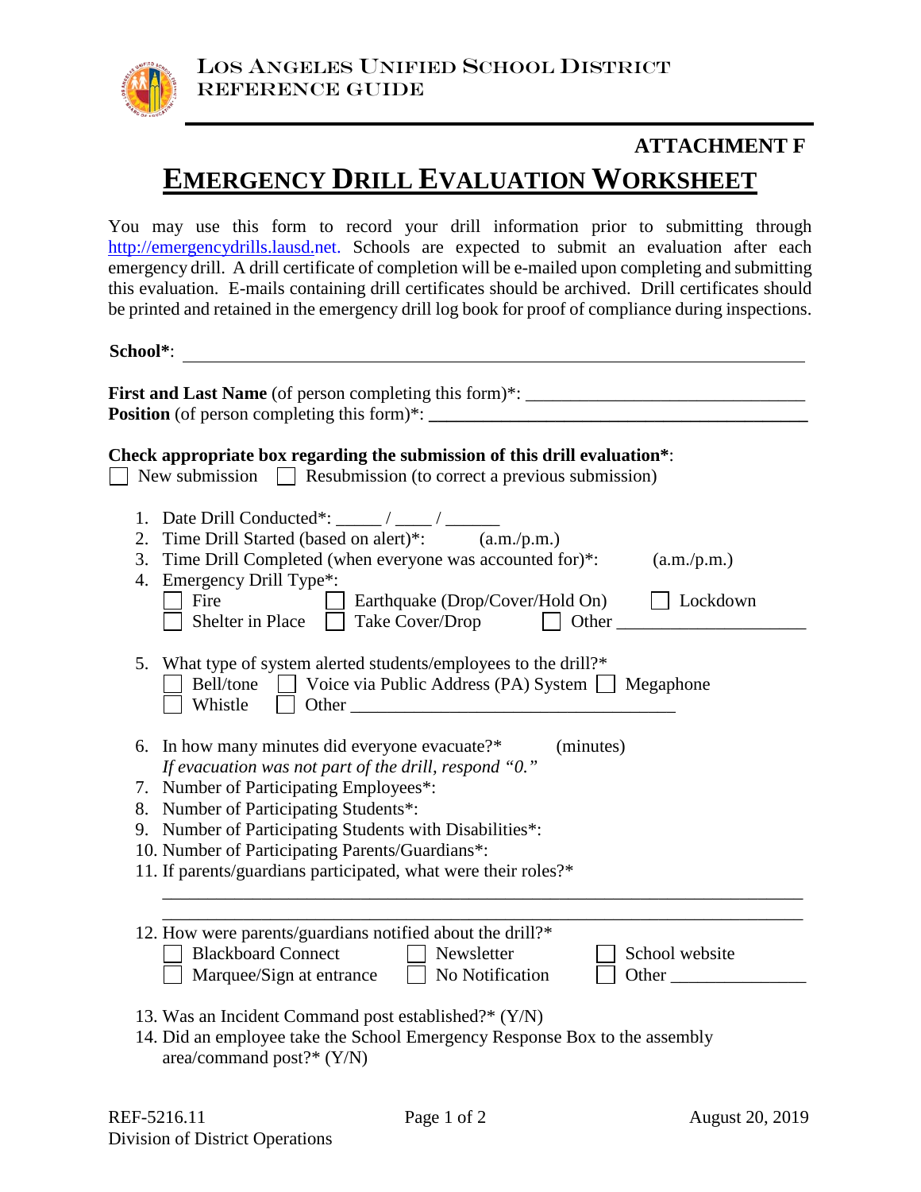**ATTACHMENT F**

# EMERGENCY DRILL EVALUATION WORKSHEET

You may use this form to record your drill information prior to submitting through http://emergencydrills.lausd.net. Schools are expected to submit an evaluation after each emergency drill. A drill certificate of completion will be e-mailed upon completing and submitting this evaluation. E-mails containing drill certificates should be archived. Drill certificates should be printed and retained in the emergency drill log book for proof of compliance during inspections.

**School***: ______________________________________________________________

**First and Last Name** (of person completing this form)*: _______________________________
**Position** (of person completing this form)*: ___________________________________________

**Check appropriate box regarding the submission of this drill evaluation***:
☐ New submission ☐ Resubmission (to correct a previous submission)

1. Date Drill Conducted*: _____ / ____ / ______
2. Time Drill Started (based on alert)*: (a.m./p.m.)
3. Time Drill Completed (when everyone was accounted for)*: (a.m./p.m.)
4. Emergency Drill Type*:
   ☐ Fire ☐ Earthquake (Drop/Cover/Hold On) ☐ Lockdown
   ☐ Shelter in Place ☐ Take Cover/Drop ☐ Other ____________________
5. What type of system alerted students/employees to the drill?*
   ☐ Bell/tone ☐ Voice via Public Address (PA) System ☐ Megaphone
   ☐ Whistle ☐ Other ____________________________________
6. In how many minutes did everyone evacuate?* (minutes)
   *If evacuation was not part of the drill, respond "0."*
7. Number of Participating Employees*:
8. Number of Participating Students*:
9. Number of Participating Students with Disabilities*:
10. Number of Participating Parents/Guardians*:
11. If parents/guardians participated, what were their roles?*
    ________________________________________________________________
    ________________________________________________________________
12. How were parents/guardians notified about the drill?*
    ☐ Blackboard Connect ☐ Newsletter ☐ School website
    ☐ Marquee/Sign at entrance ☐ No Notification ☐ Other _______________
13. Was an Incident Command post established?* (Y/N)
14. Did an employee take the School Emergency Response Box to the assembly area/command post?* (Y/N)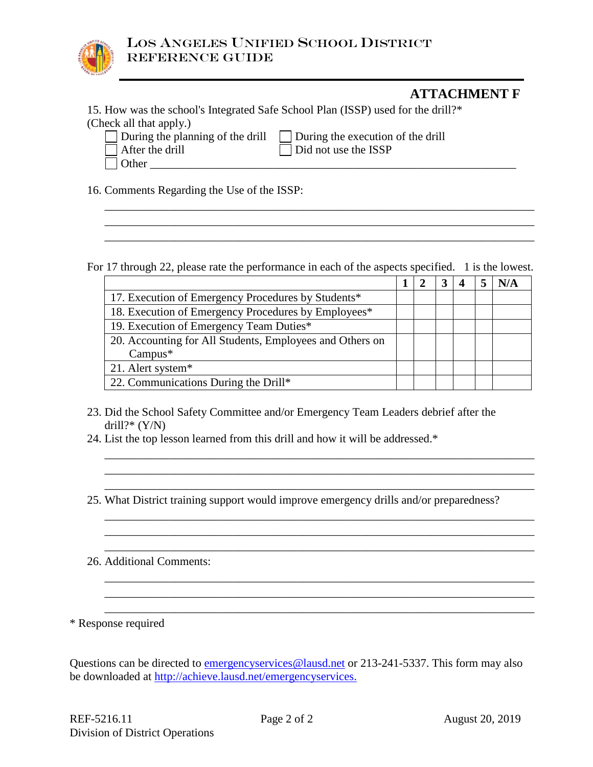## ATTACHMENT F

15. How was the school's Integrated Safe School Plan (ISSP) used for the drill?* (Check all that apply.)

☐ During the planning of the drill ☐ During the execution of the drill
☐ After the drill ☐ Did not use the ISSP
☐ Other ____________________________________________________________

16. Comments Regarding the Use of the ISSP:

_______________________________________________________________________
_______________________________________________________________________
_______________________________________________________________________

For 17 through 22, please rate the performance in each of the aspects specified. 1 is the lowest.

| | 1 | 2 | 3 | 4 | 5 | N/A |
|---|---|---|---|---|---|---|
| 17. Execution of Emergency Procedures by Students* | | | | | | |
| 18. Execution of Emergency Procedures by Employees* | | | | | | |
| 19. Execution of Emergency Team Duties* | | | | | | |
| 20. Accounting for All Students, Employees and Others on Campus* | | | | | | |
| 21. Alert system* | | | | | | |
| 22. Communications During the Drill* | | | | | | |

23. Did the School Safety Committee and/or Emergency Team Leaders debrief after the drill?* (Y/N)
24. List the top lesson learned from this drill and how it will be addressed.*

_______________________________________________________________________
_______________________________________________________________________
_______________________________________________________________________

25. What District training support would improve emergency drills and/or preparedness?

_______________________________________________________________________
_______________________________________________________________________
_______________________________________________________________________

26. Additional Comments:

_______________________________________________________________________
_______________________________________________________________________
_______________________________________________________________________

* Response required

Questions can be directed to emergencyservices@lausd.net or 213-241-5337. This form may also be downloaded at http://achieve.lausd.net/emergencyservices.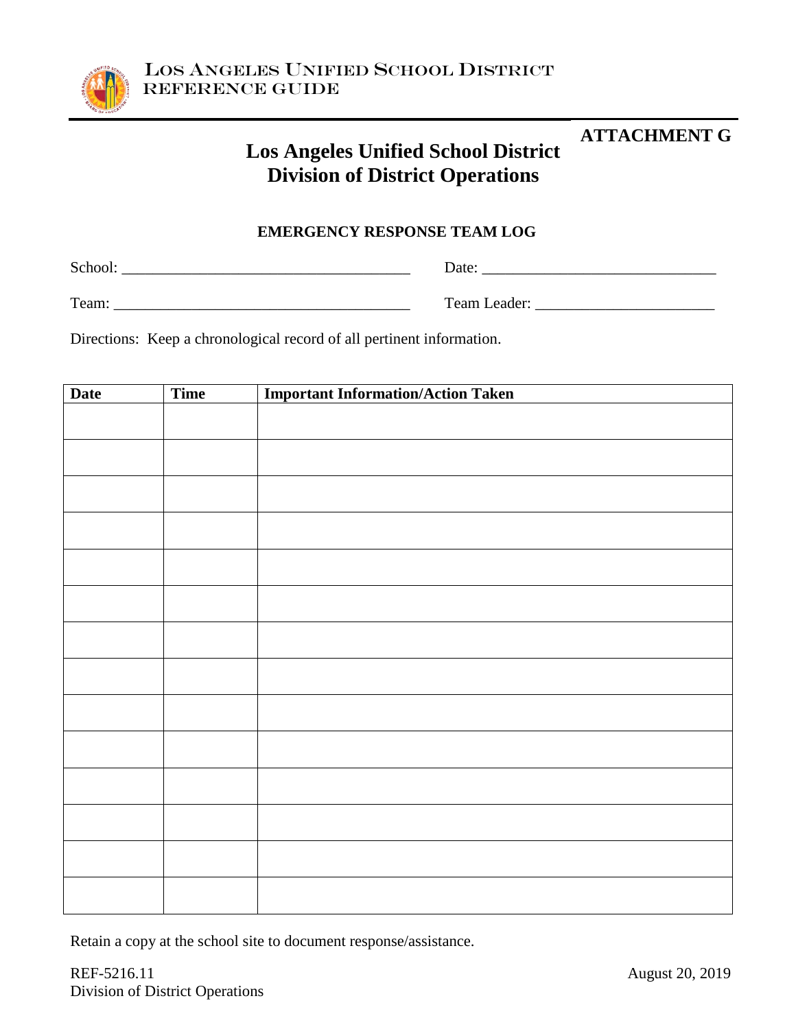**ATTACHMENT G**

# Los Angeles Unified School District
## Division of District Operations

### EMERGENCY RESPONSE TEAM LOG

School: ______________________________________ Date: ______________________________

Team: _______________________________________ Team Leader: _______________________

Directions: Keep a chronological record of all pertinent information.

| Date | Time | Important Information/Action Taken |
|---|---|---|
| | | |
| | | |
| | | |
| | | |
| | | |
| | | |
| | | |
| | | |
| | | |
| | | |
| | | |
| | | |
| | | |
| | | |

Retain a copy at the school site to document response/assistance.

REF-5216.11
Division of District Operations

August 20, 2019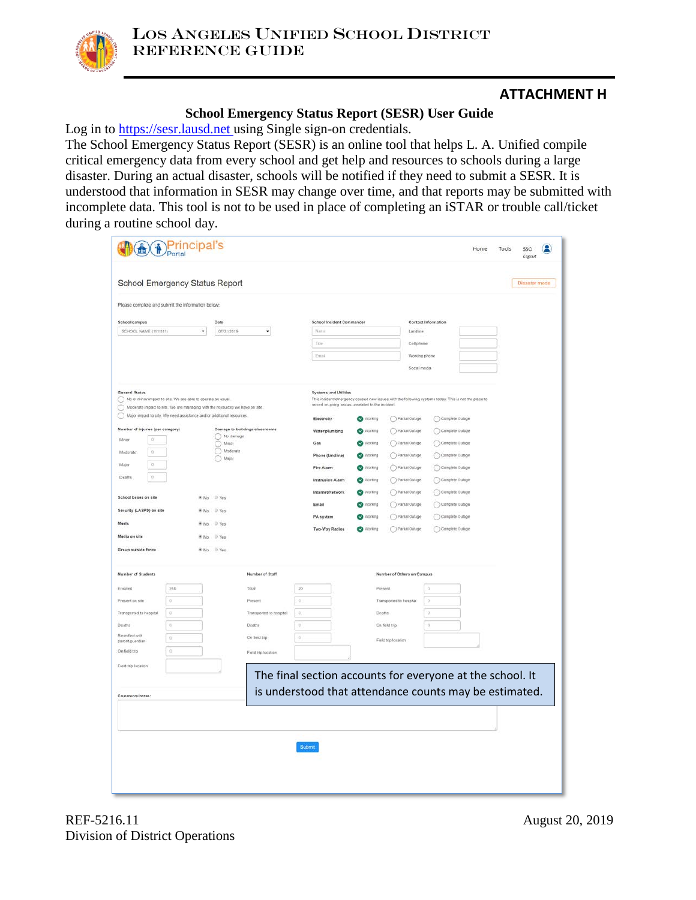**ATTACHMENT H**

## School Emergency Status Report (SESR) User Guide

Log in to [https://sesr.lausd.net](https://sesr.lausd.net) using Single sign-on credentials.

The School Emergency Status Report (SESR) is an online tool that helps L. A. Unified compile critical emergency data from every school and get help and resources to schools during a large disaster. During an actual disaster, schools will be notified if they need to submit a SESR. It is understood that information in SESR may change over time, and that reports may be submitted with incomplete data. This tool is not to be used in place of completing an iSTAR or trouble call/ticket during a routine school day.

Principal's Portal

Home Tools SSO Logout

School Emergency Status Report

Disaster mode

Please complete and submit the information below:

School/campus: SCHOOL NAME (111111)

Date: 07/31/2019

School Incident Commander: Name, Title, Email

Contact Information: Landline, Cell phone, Working phone, Social media

General Status
- No or minor impact to site. We are able to operate as usual.
- Moderate impact to site. We are managing with the resources we have on site.
- Major impact to site. We need assistance and/or additional resources.

Number of injuries (per category): Minor 0, Moderate 0, Major 0, Deaths 0

Damage to buildings/classrooms: No damage, Minor, Moderate, Major

School buses on site: No / Yes
Security (LASPD) on site: No / Yes
Meals: No / Yes
Media on site: No / Yes
Group outside fence: No / Yes

Systems and Utilities

This incident/emergency caused new issues with the following systems today. This is not the place to record on-going issues unrelated to the incident.

| System | | | |
|---|---|---|---|
| Electricity | Working | Partial Outage | Complete Outage |
| Water/plumbing | Working | Partial Outage | Complete Outage |
| Gas | Working | Partial Outage | Complete Outage |
| Phone (landline) | Working | Partial Outage | Complete Outage |
| Fire Alarm | Working | Partial Outage | Complete Outage |
| Intrusion Alarm | Working | Partial Outage | Complete Outage |
| Internet/Network | Working | Partial Outage | Complete Outage |
| Email | Working | Partial Outage | Complete Outage |
| PA system | Working | Partial Outage | Complete Outage |
| Two-Way Radios | Working | Partial Outage | Complete Outage |

Number of Students: Enrolled 248, Present on site 0, Transported to hospital 0, Deaths 0, Reunified with parent/guardian 0, On field trip 0, Field trip location

Number of Staff: Total 20, Present 0, Transported to hospital 0, Deaths 0, On field trip 0, Field trip location

Number of Others on Campus: Present 0, Transported to hospital 0, Deaths 0, On field trip 0, Field trip location

The final section accounts for everyone at the school. It is understood that attendance counts may be estimated.

Comments/notes:

Submit

REF-5216.11
Division of District Operations

August 20, 2019